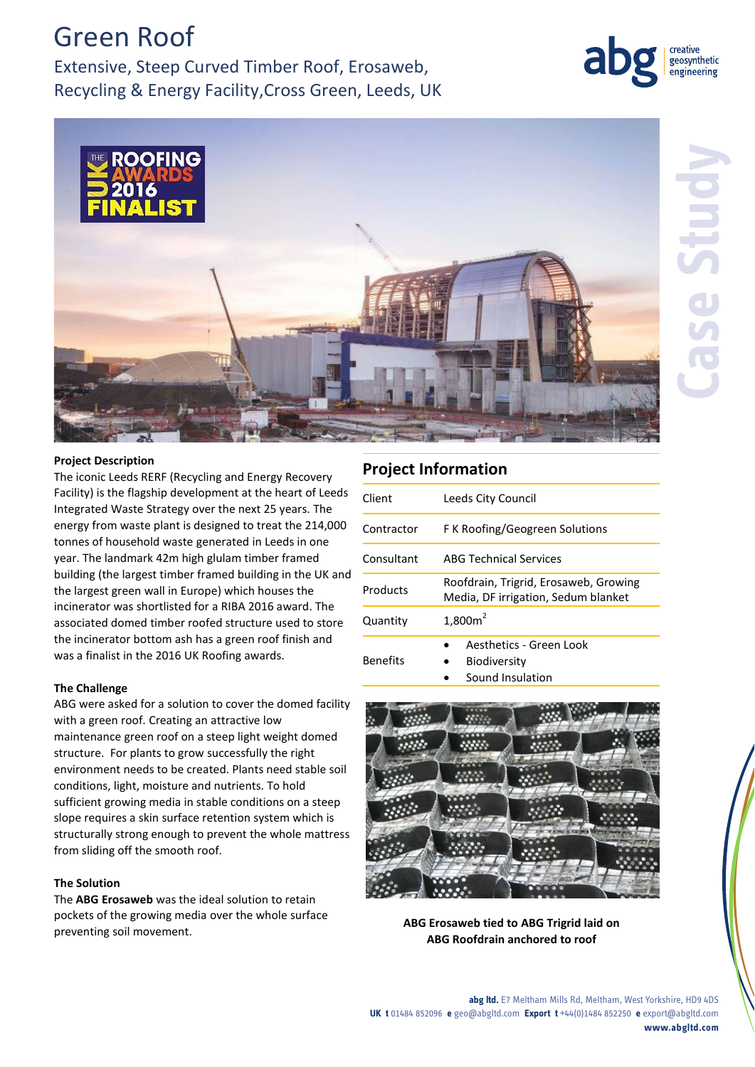# Green Roof

## Extensive, Steep Curved Timber Roof, Erosaweb, Recycling & Energy Facility,Cross Green, Leeds, UK

**Project Description**

The iconic Leeds RERF (Recycling and Energy Recovery Facility) is the flagship development at the heart of Leeds Integrated Waste Strategy over the next 25 years. The energy from waste plant is designed to treat the 214,000 tonnes of household waste generated in Leeds in one year. The landmark 42m high glulam timber framed building (the largest timber framed building in the UK and the largest green wall in Europe) which houses the incinerator was shortlisted for a RIBA 2016 award. The associated domed timber roofed structure used to store the incinerator bottom ash has a green roof finish and was a finalist in the 2016 UK Roofing awards.

**The Challenge**

ABG were asked for a solution to cover the domed facility with a green roof. Creating an attractive low maintenance green roof on a steep light weight domed structure. For plants to grow successfully the right environment needs to be created. Plants need stable soil conditions, light, moisture and nutrients. To hold sufficient growing media in stable conditions on a steep slope requires a skin surface retention system which is structurally strong enough to prevent the whole mattress from sliding off the smooth roof.

**The Solution**

The **ABG Erosaweb** was the ideal solution to retain pockets of the growing media over the whole surface preventing soil movement.

## Project Information

| | |
|---|---|
| Client | Leeds City Council |
| Contractor | F K Roofing/Geogreen Solutions |
| Consultant | ABG Technical Services |
| Products | Roofdrain, Trigrid, Erosaweb, Growing Media, DF irrigation, Sedum blanket |
| Quantity | 1,800m$^2$ |
| Benefits | • Aesthetics - Green Look<br>• Biodiversity<br>• Sound Insulation |

**ABG Erosaweb tied to ABG Trigrid laid on ABG Roofdrain anchored to roof**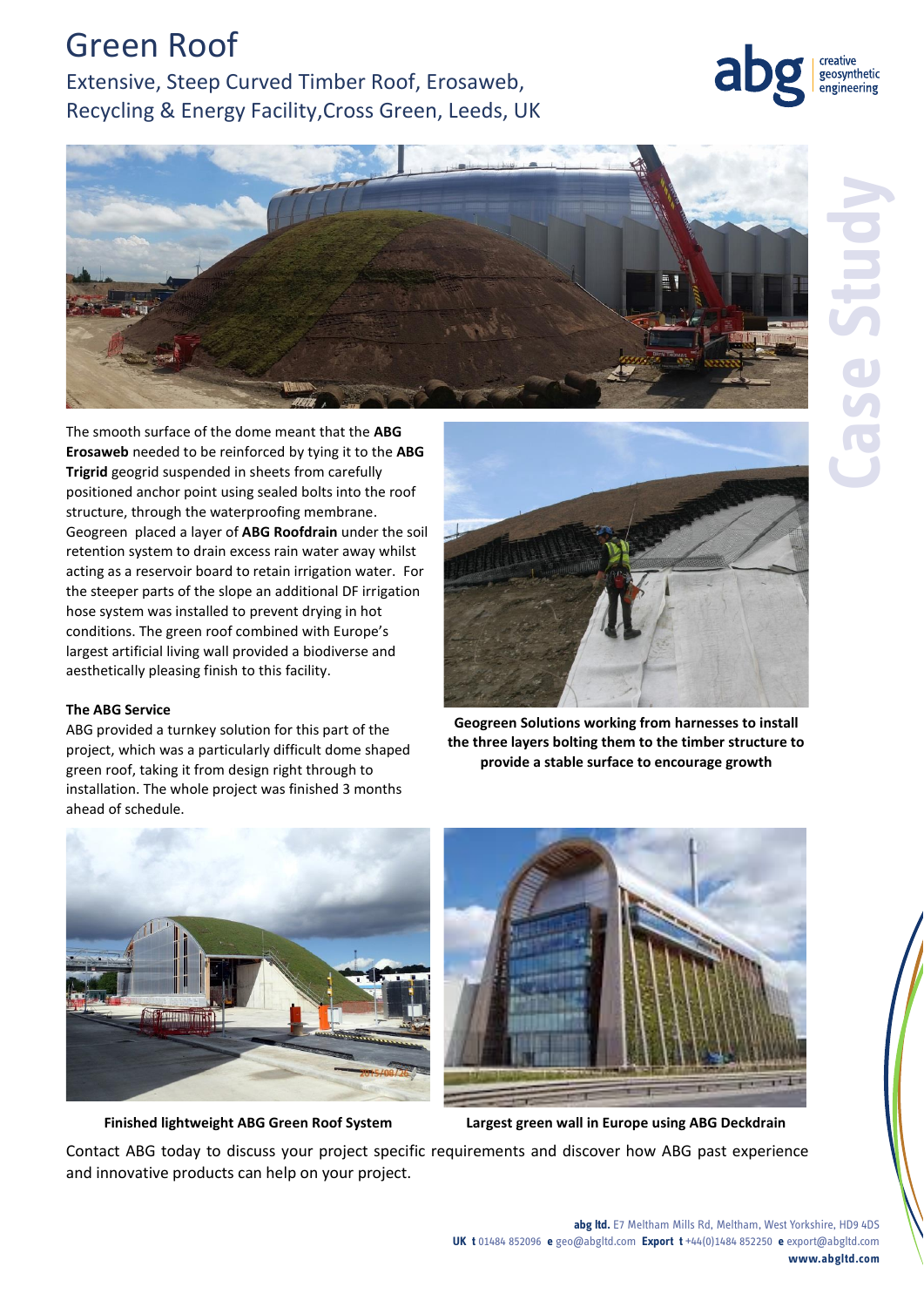# Green Roof

## Extensive, Steep Curved Timber Roof, Erosaweb, Recycling & Energy Facility,Cross Green, Leeds, UK

The smooth surface of the dome meant that the **ABG Erosaweb** needed to be reinforced by tying it to the **ABG Trigrid** geogrid suspended in sheets from carefully positioned anchor point using sealed bolts into the roof structure, through the waterproofing membrane. Geogreen placed a layer of **ABG Roofdrain** under the soil retention system to drain excess rain water away whilst acting as a reservoir board to retain irrigation water. For the steeper parts of the slope an additional DF irrigation hose system was installed to prevent drying in hot conditions. The green roof combined with Europe's largest artificial living wall provided a biodiverse and aesthetically pleasing finish to this facility.

**Geogreen Solutions working from harnesses to install the three layers bolting them to the timber structure to provide a stable surface to encourage growth**

### The ABG Service

ABG provided a turnkey solution for this part of the project, which was a particularly difficult dome shaped green roof, taking it from design right through to installation. The whole project was finished 3 months ahead of schedule.

**Finished lightweight ABG Green Roof System**

**Largest green wall in Europe using ABG Deckdrain**

Contact ABG today to discuss your project specific requirements and discover how ABG past experience and innovative products can help on your project.

**abg ltd.** E7 Meltham Mills Rd, Meltham, West Yorkshire, HD9 4DS
**UK t** 01484 852096 **e** geo@abgltd.com **Export t** +44(0)1484 852250 **e** export@abgltd.com
**www.abgltd.com**